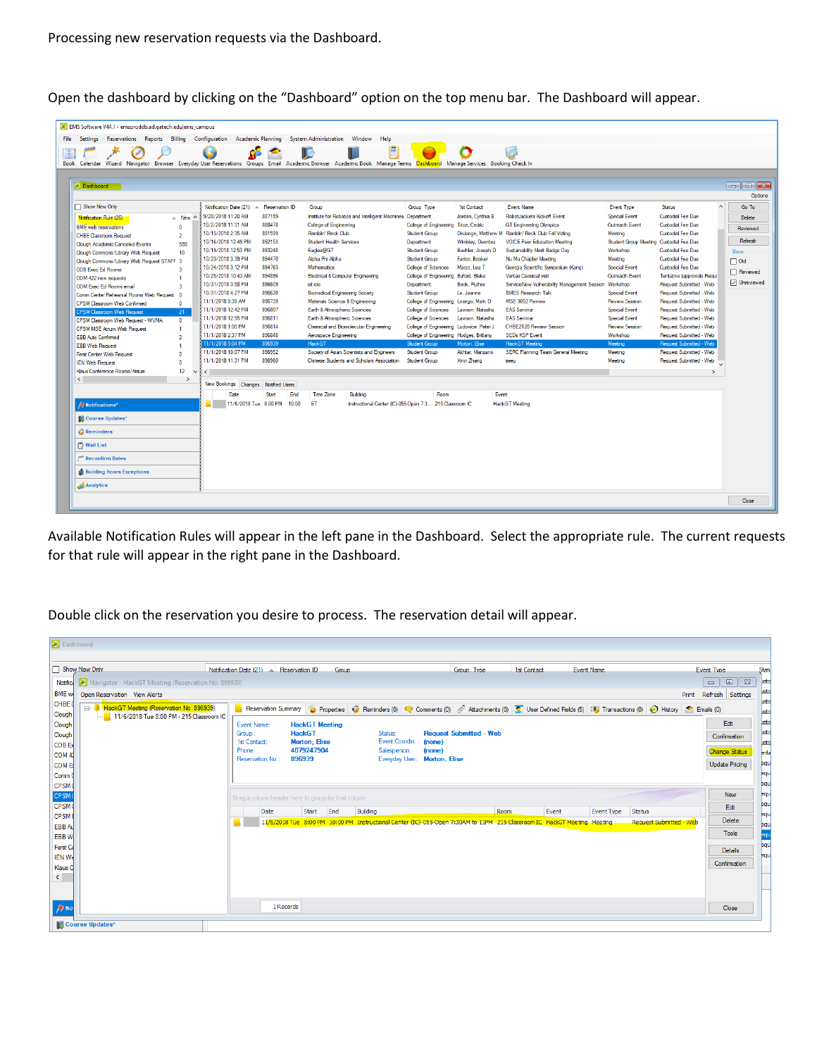Processing new reservation requests via the Dashboard.

Open the dashboard by clicking on the "Dashboard" option on the top menu bar. The Dashboard will appear.

Available Notification Rules will appear in the left pane in the Dashboard. Select the appropriate rule. The current requests for that rule will appear in the right pane in the Dashboard.

Double click on the reservation you desire to process. The reservation detail will appear.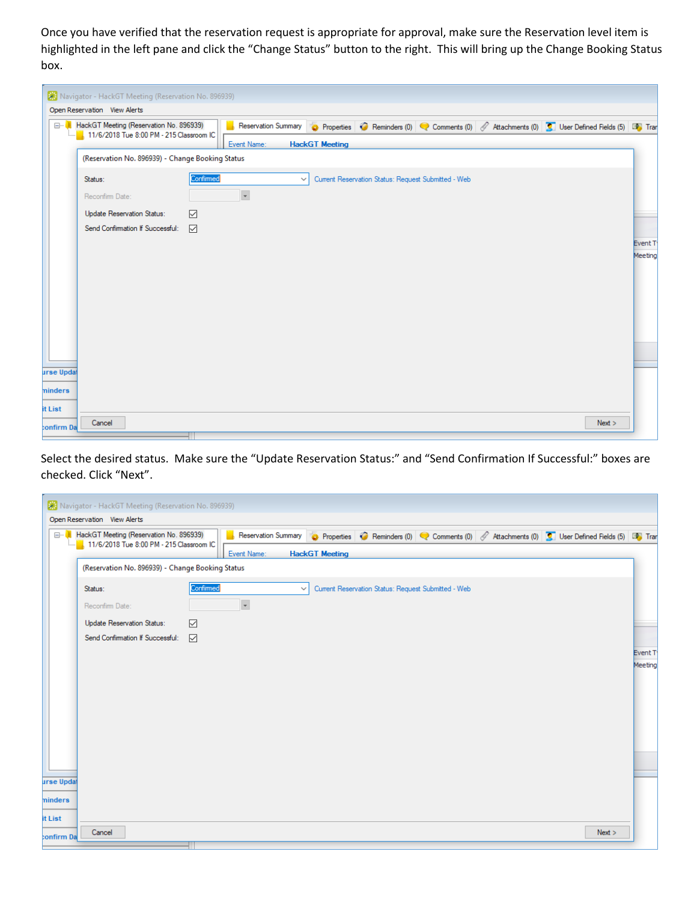Once you have verified that the reservation request is appropriate for approval, make sure the Reservation level item is highlighted in the left pane and click the "Change Status" button to the right. This will bring up the Change Booking Status box.

Select the desired status. Make sure the "Update Reservation Status:" and "Send Confirmation If Successful:" boxes are checked. Click "Next".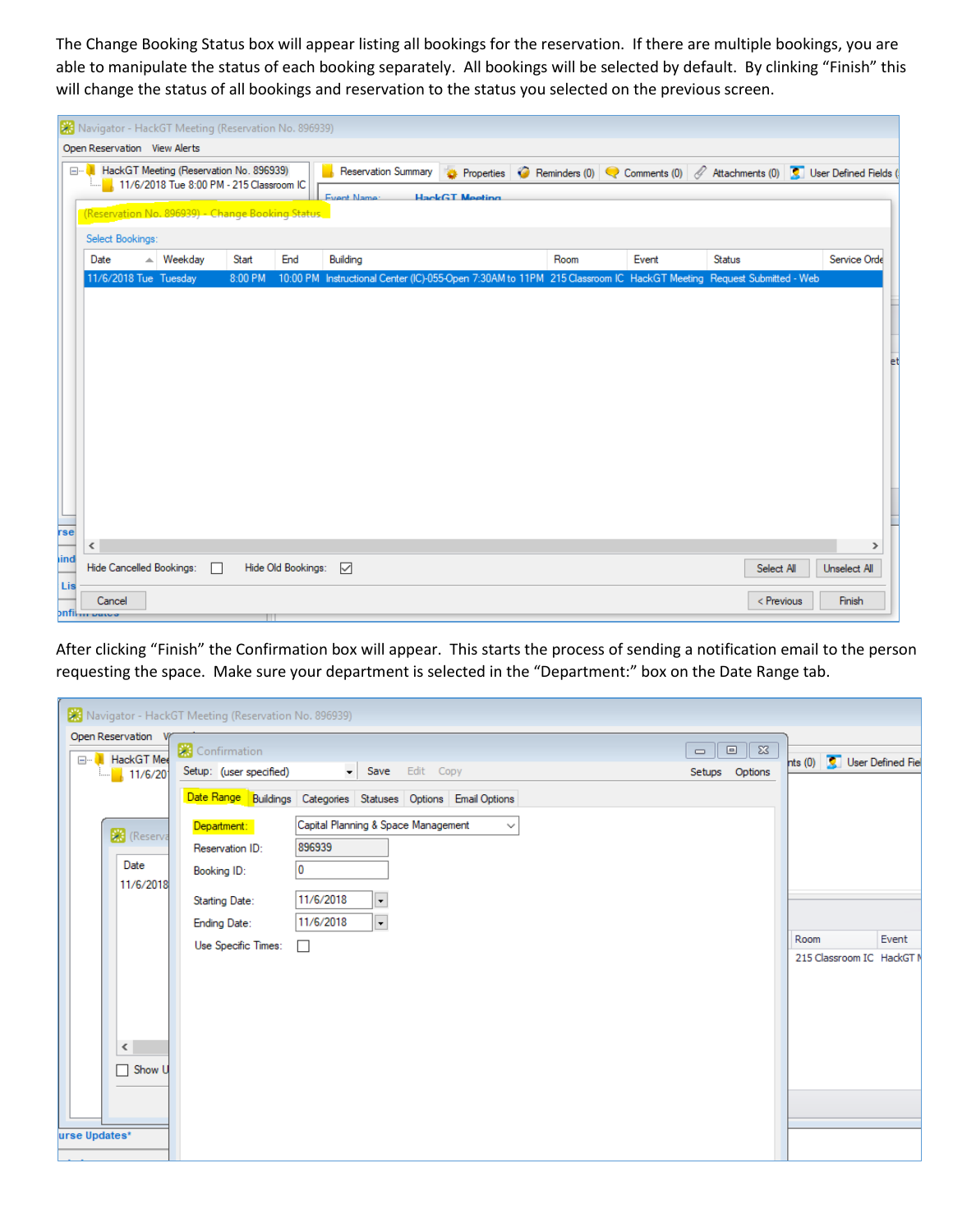The Change Booking Status box will appear listing all bookings for the reservation. If there are multiple bookings, you are able to manipulate the status of each booking separately. All bookings will be selected by default. By clinking "Finish" this will change the status of all bookings and reservation to the status you selected on the previous screen.

After clicking "Finish" the Confirmation box will appear. This starts the process of sending a notification email to the person requesting the space. Make sure your department is selected in the "Department:" box on the Date Range tab.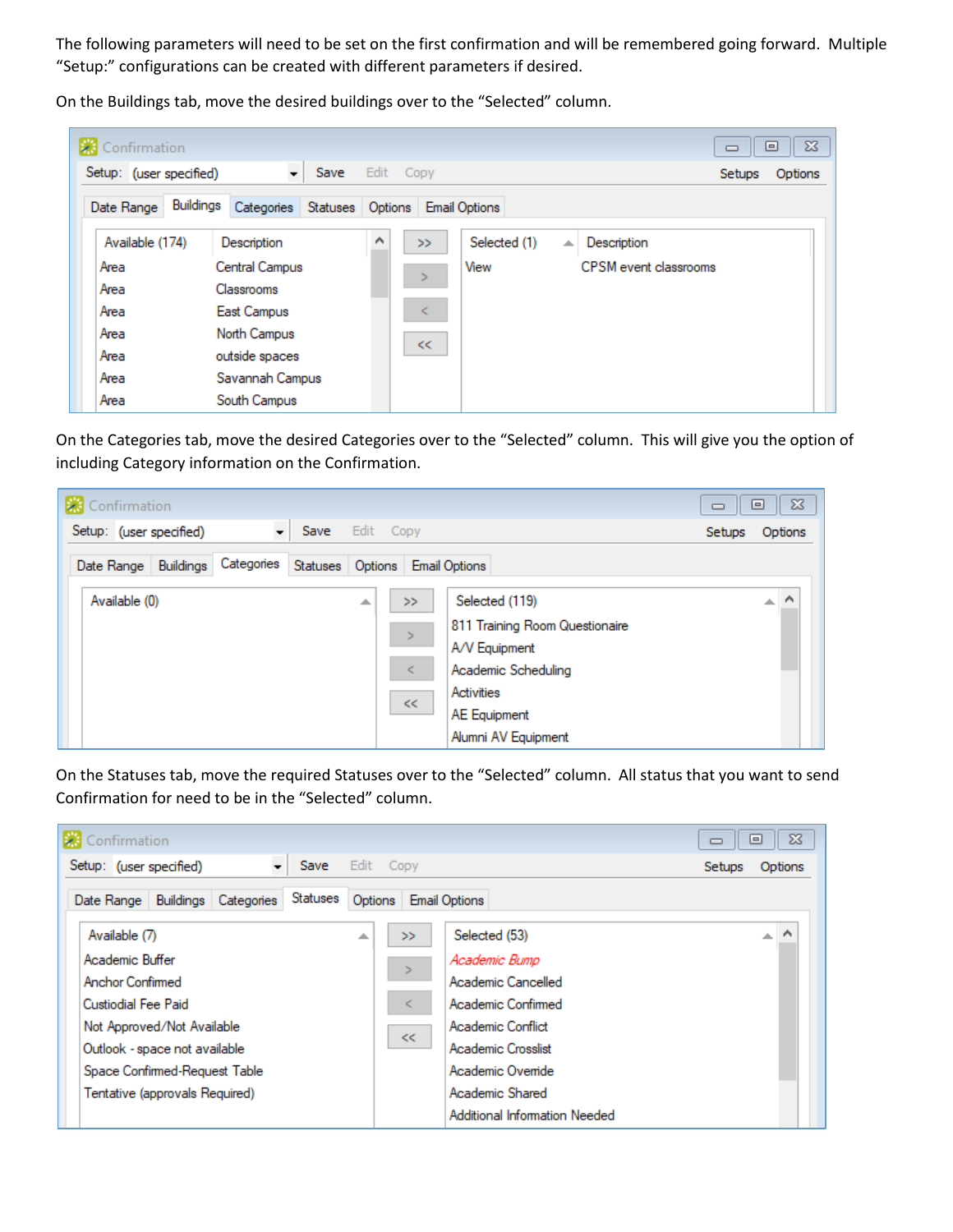The following parameters will need to be set on the first confirmation and will be remembered going forward. Multiple "Setup:" configurations can be created with different parameters if desired.

On the Buildings tab, move the desired buildings over to the "Selected" column.

On the Categories tab, move the desired Categories over to the "Selected" column. This will give you the option of including Category information on the Confirmation.

On the Statuses tab, move the required Statuses over to the "Selected" column. All status that you want to send Confirmation for need to be in the "Selected" column.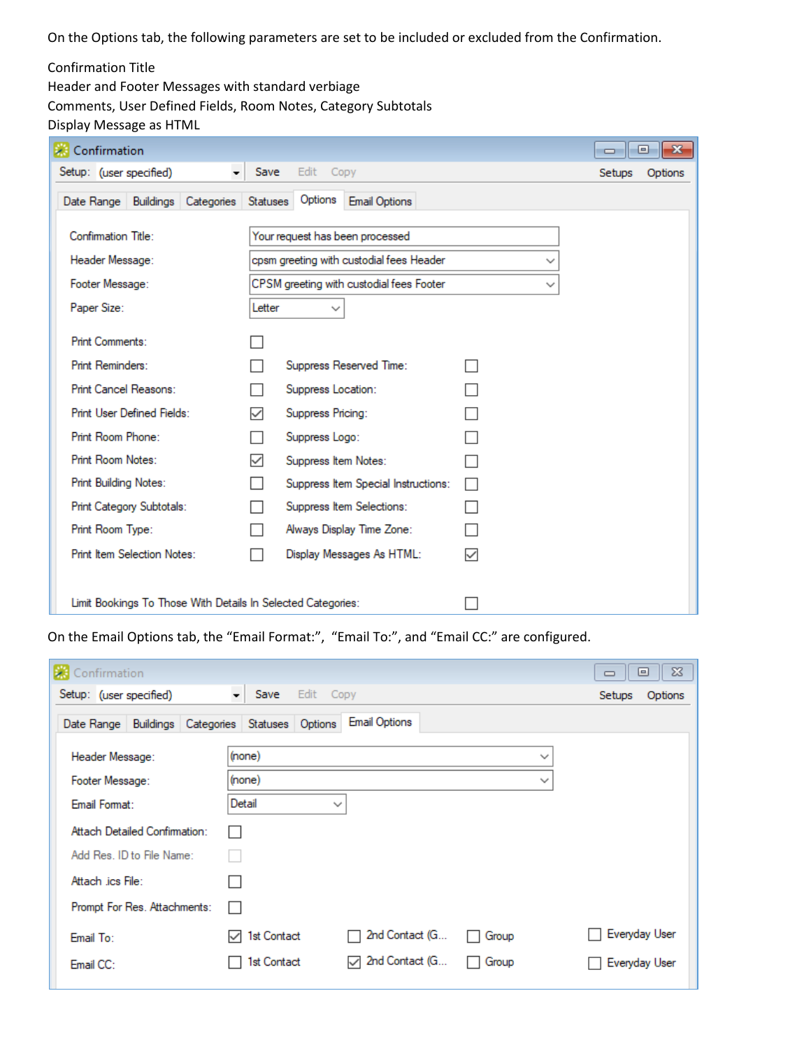On the Options tab, the following parameters are set to be included or excluded from the Confirmation.

Confirmation Title
Header and Footer Messages with standard verbiage
Comments, User Defined Fields, Room Notes, Category Subtotals
Display Message as HTML

**Confirmation**

Setup: (user specified) | Save | Edit | Copy | Setups | Options

Tabs: Date Range | Buildings | Categories | Statuses | Options | Email Options

| Field | Value |
|---|---|
| Confirmation Title: | Your request has been processed |
| Header Message: | cpsm greeting with custodial fees Header |
| Footer Message: | CPSM greeting with custodial fees Footer |
| Paper Size: | Letter |

| Option | Checked | Option | Checked |
|---|---|---|---|
| Print Comments: | ☐ | | |
| Print Reminders: | ☐ | Suppress Reserved Time: | ☐ |
| Print Cancel Reasons: | ☐ | Suppress Location: | ☐ |
| Print User Defined Fields: | ☑ | Suppress Pricing: | ☐ |
| Print Room Phone: | ☐ | Suppress Logo: | ☐ |
| Print Room Notes: | ☑ | Suppress Item Notes: | ☐ |
| Print Building Notes: | ☐ | Suppress Item Special Instructions: | ☐ |
| Print Category Subtotals: | ☐ | Suppress Item Selections: | ☐ |
| Print Room Type: | ☐ | Always Display Time Zone: | ☐ |
| Print Item Selection Notes: | ☐ | Display Messages As HTML: | ☑ |

Limit Bookings To Those With Details In Selected Categories: ☐

On the Email Options tab, the "Email Format:", "Email To:", and "Email CC:" are configured.

**Confirmation**

Setup: (user specified) | Save | Edit | Copy | Setups | Options

Tabs: Date Range | Buildings | Categories | Statuses | Options | Email Options

| Field | Value |
|---|---|
| Header Message: | (none) |
| Footer Message: | (none) |
| Email Format: | Detail |
| Attach Detailed Confirmation: | ☐ |
| Add Res. ID to File Name: | ☐ |
| Attach .ics File: | ☐ |
| Prompt For Res. Attachments: | ☐ |

| | 1st Contact | 2nd Contact (G... | Group | Everyday User |
|---|---|---|---|---|
| Email To: | ☑ | ☐ | ☐ | ☐ |
| Email CC: | ☐ | ☑ | ☐ | ☐ |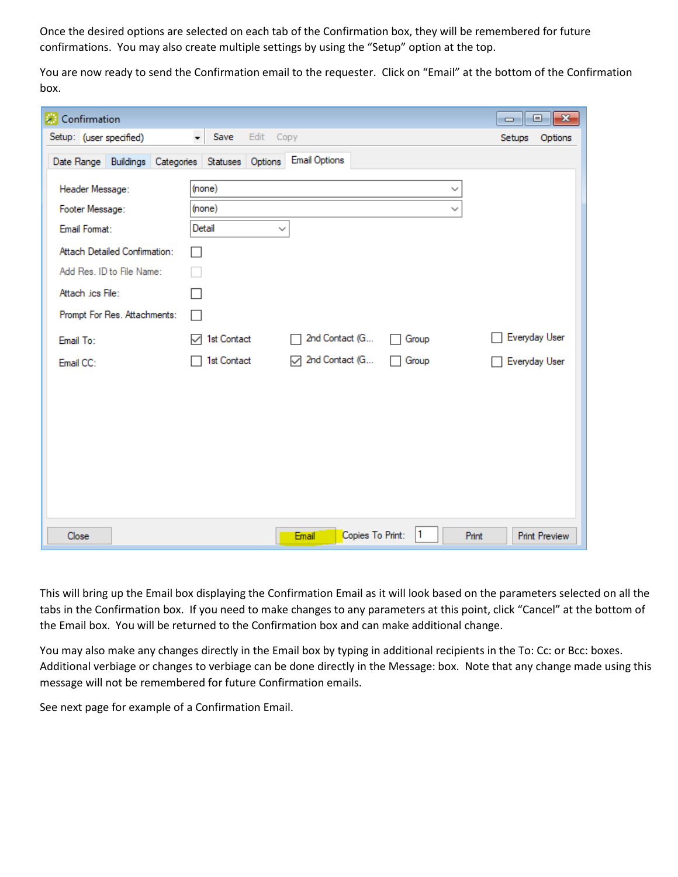Once the desired options are selected on each tab of the Confirmation box, they will be remembered for future confirmations. You may also create multiple settings by using the "Setup" option at the top.

You are now ready to send the Confirmation email to the requester. Click on "Email" at the bottom of the Confirmation box.

This will bring up the Email box displaying the Confirmation Email as it will look based on the parameters selected on all the tabs in the Confirmation box. If you need to make changes to any parameters at this point, click "Cancel" at the bottom of the Email box. You will be returned to the Confirmation box and can make additional change.

You may also make any changes directly in the Email box by typing in additional recipients in the To: Cc: or Bcc: boxes. Additional verbiage or changes to verbiage can be done directly in the Message: box. Note that any change made using this message will not be remembered for future Confirmation emails.

See next page for example of a Confirmation Email.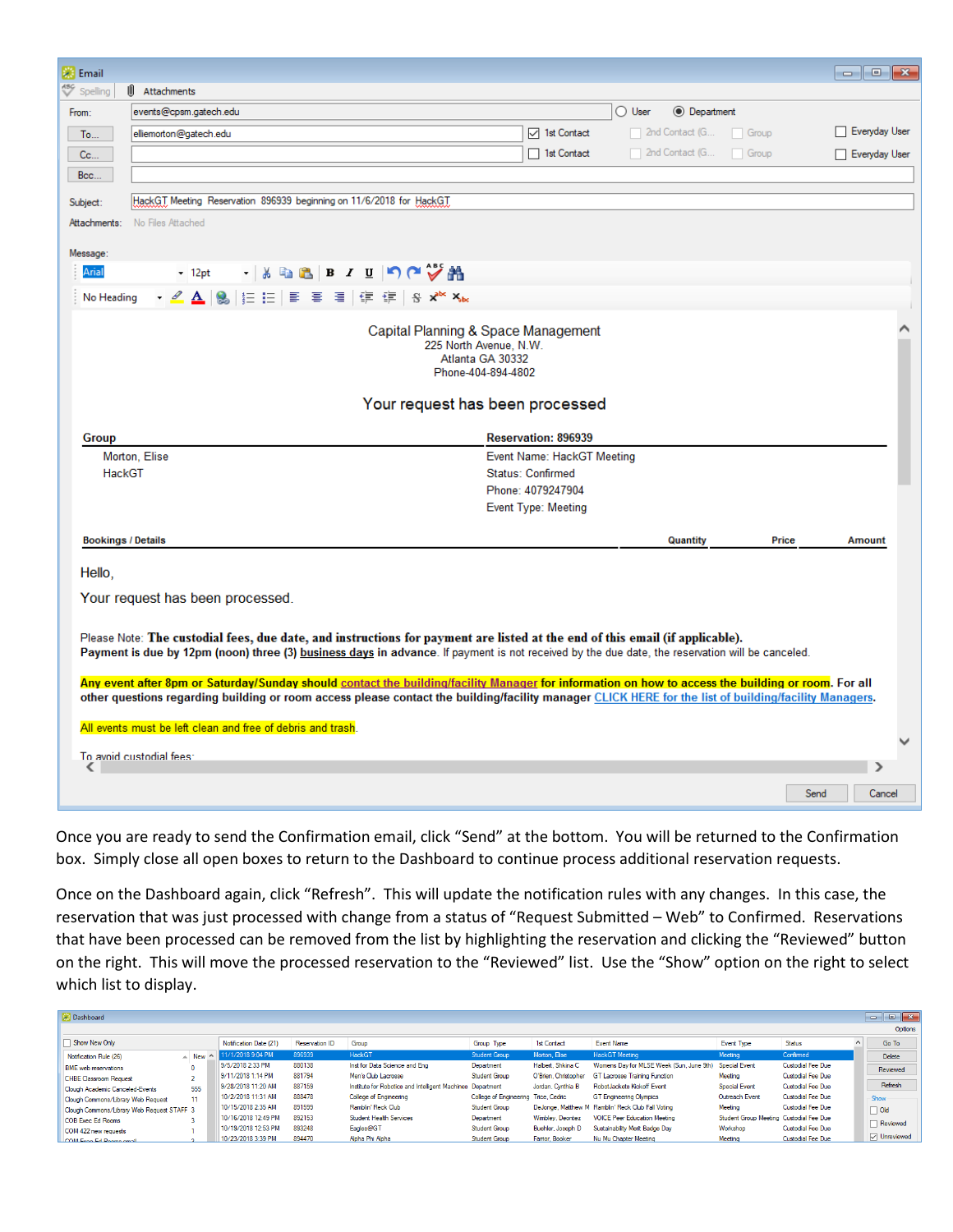Once you are ready to send the Confirmation email, click "Send" at the bottom. You will be returned to the Confirmation box. Simply close all open boxes to return to the Dashboard to continue process additional reservation requests.

Once on the Dashboard again, click "Refresh". This will update the notification rules with any changes. In this case, the reservation that was just processed with change from a status of "Request Submitted – Web" to Confirmed. Reservations that have been processed can be removed from the list by highlighting the reservation and clicking the "Reviewed" button on the right. This will move the processed reservation to the "Reviewed" list. Use the "Show" option on the right to select which list to display.